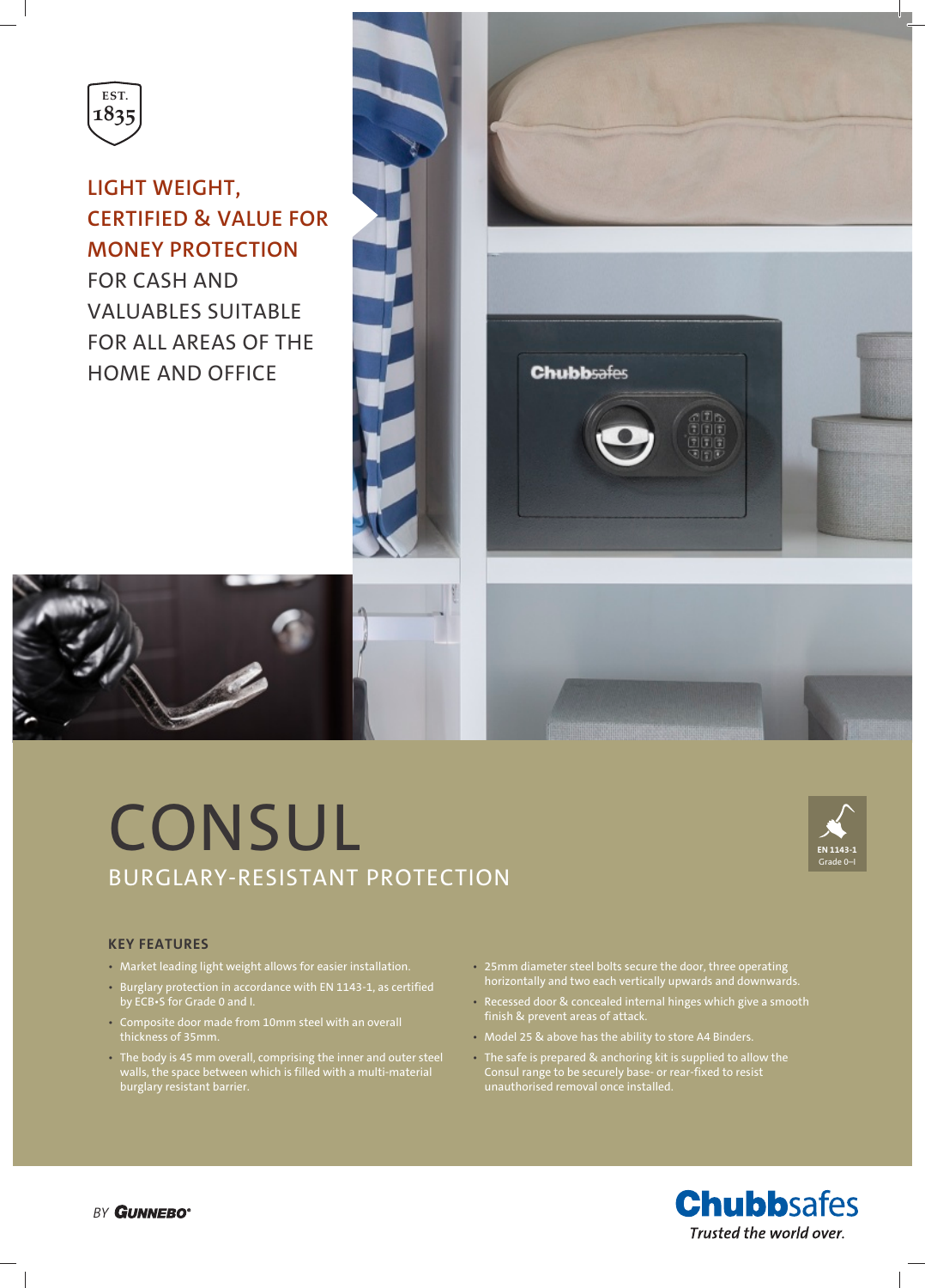EST. 1835

**LIGHT WEIGHT, CERTIFIED & VALUE FOR MONEY PROTECTION** FOR CASH AND VALUABLES SUITABLE FOR ALL AREAS OF THE HOME AND OFFICE

# CONSUL

## BURGLARY-RESISTANT PROTECTION

EN 1143-1
Grade 0–I

### KEY FEATURES

- Market leading light weight allows for easier installation.
- Burglary protection in accordance with EN 1143-1, as certified by ECB•S for Grade 0 and I.
- Composite door made from 10mm steel with an overall thickness of 35mm.
- The body is 45 mm overall, comprising the inner and outer steel walls, the space between which is filled with a multi-material burglary resistant barrier.
- 25mm diameter steel bolts secure the door, three operating horizontally and two each vertically upwards and downwards.
- Recessed door & concealed internal hinges which give a smooth finish & prevent areas of attack.
- Model 25 & above has the ability to store A4 Binders.
- The safe is prepared & anchoring kit is supplied to allow the Consul range to be securely base- or rear-fixed to resist unauthorised removal once installed.

BY GUNNEBO®

**Chubbsafes**
*Trusted the world over.*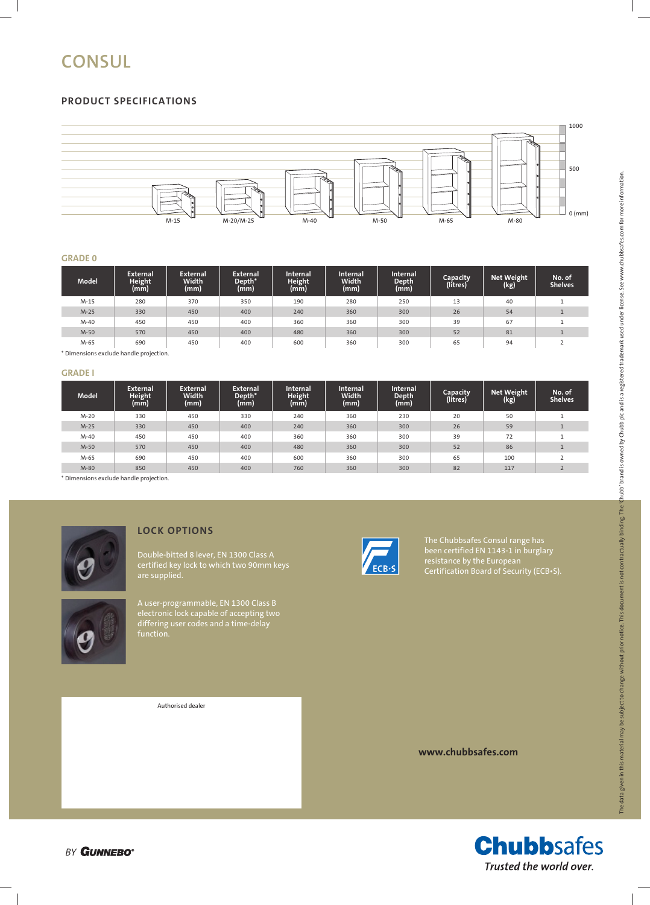# CONSUL

## PRODUCT SPECIFICATIONS

1000

500

0 (mm)

M-15 M-20/M-25 M-40 M-50 M-65 M-80

### GRADE 0

| Model | External Height (mm) | External Width (mm) | External Depth* (mm) | Internal Height (mm) | Internal Width (mm) | Internal Depth (mm) | Capacity (litres) | Net Weight (kg) | No. of Shelves |
|---|---|---|---|---|---|---|---|---|---|
| M-15 | 280 | 370 | 350 | 190 | 280 | 250 | 13 | 40 | 1 |
| M-25 | 330 | 450 | 400 | 240 | 360 | 300 | 26 | 54 | 1 |
| M-40 | 450 | 450 | 400 | 360 | 360 | 300 | 39 | 67 | 1 |
| M-50 | 570 | 450 | 400 | 480 | 360 | 300 | 52 | 81 | 1 |
| M-65 | 690 | 450 | 400 | 600 | 360 | 300 | 65 | 94 | 2 |

* Dimensions exclude handle projection.

### GRADE I

| Model | External Height (mm) | External Width (mm) | External Depth* (mm) | Internal Height (mm) | Internal Width (mm) | Internal Depth (mm) | Capacity (litres) | Net Weight (kg) | No. of Shelves |
|---|---|---|---|---|---|---|---|---|---|
| M-20 | 330 | 450 | 330 | 240 | 360 | 230 | 20 | 50 | 1 |
| M-25 | 330 | 450 | 400 | 240 | 360 | 300 | 26 | 59 | 1 |
| M-40 | 450 | 450 | 400 | 360 | 360 | 300 | 39 | 72 | 1 |
| M-50 | 570 | 450 | 400 | 480 | 360 | 300 | 52 | 86 | 1 |
| M-65 | 690 | 450 | 400 | 600 | 360 | 300 | 65 | 100 | 2 |
| M-80 | 850 | 450 | 400 | 760 | 360 | 300 | 82 | 117 | 2 |

* Dimensions exclude handle projection.

## LOCK OPTIONS

Double-bitted 8 lever, EN 1300 Class A certified key lock to which two 90mm keys are supplied.

A user-programmable, EN 1300 Class B electronic lock capable of accepting two differing user codes and a time-delay function.

The Chubbsafes Consul range has been certified EN 1143-1 in burglary resistance by the European Certification Board of Security (ECB•S).

Authorised dealer

**www.chubbsafes.com**

The data given in this material may be subject to change without prior notice. This document is not contractually binding. The 'Chubb' brand is owned by Chubb plc and is a registered trademark used under license. See www.chubbsafes.com for more information.

BY GUNNEBO

Chubbsafes
*Trusted the world over.*